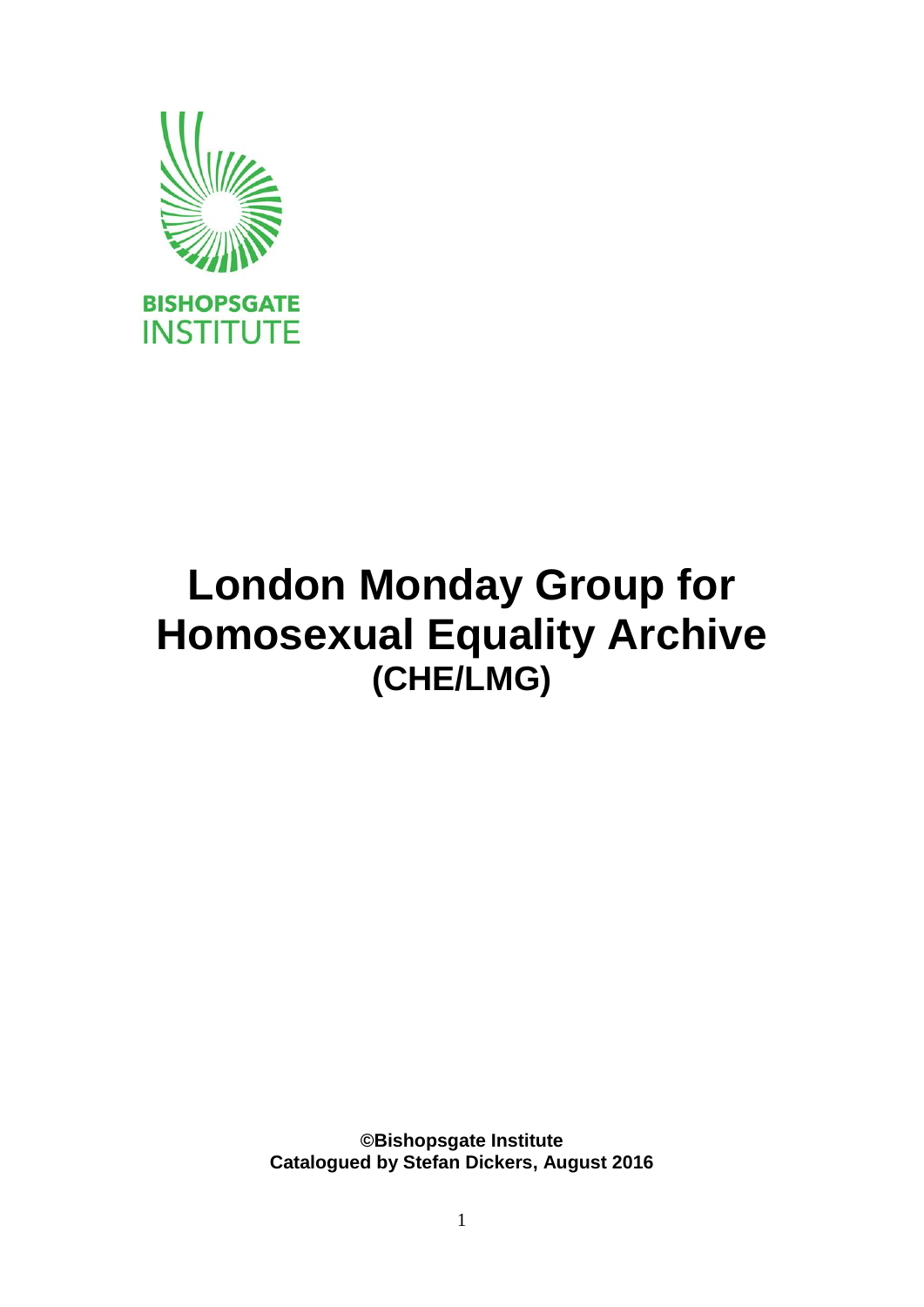BISHOPSGATE INSTITUTE

# London Monday Group for Homosexual Equality Archive

## (CHE/LMG)

**©Bishopsgate Institute**
**Catalogued by Stefan Dickers, August 2016**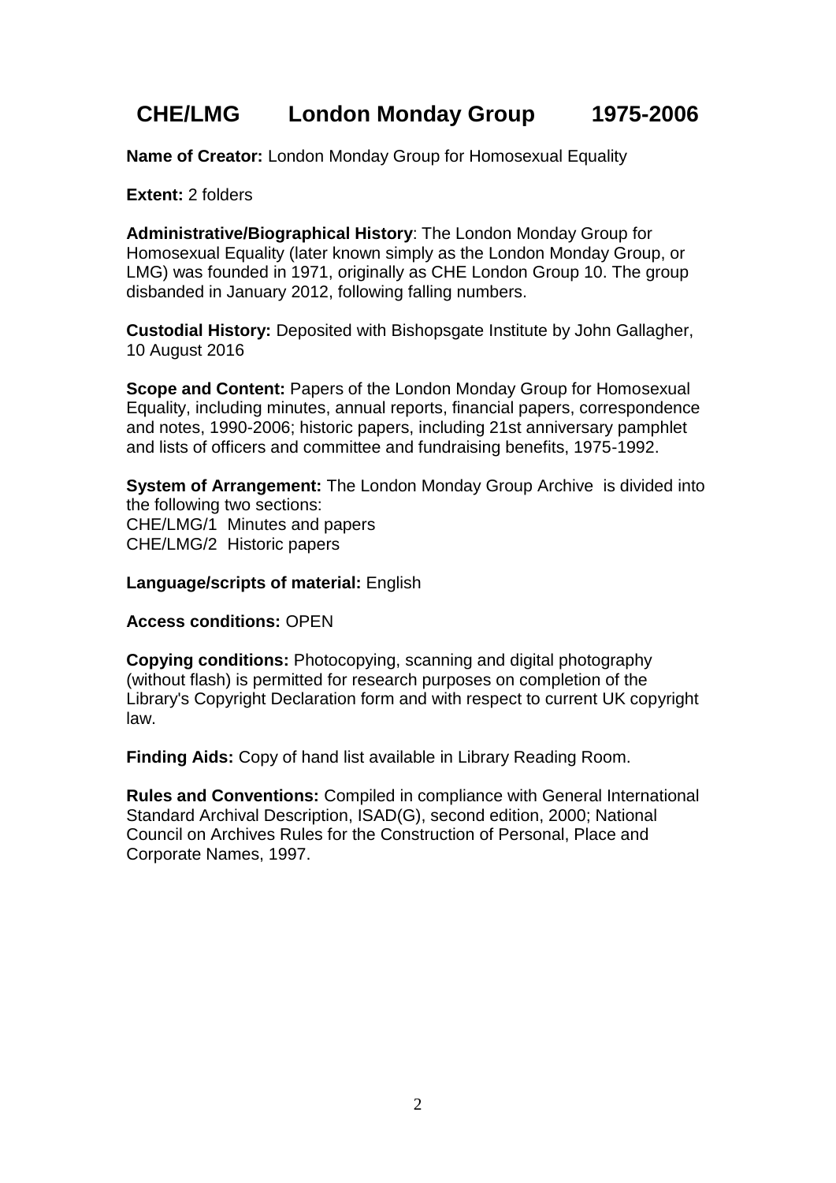# CHE/LMG London Monday Group 1975-2006

**Name of Creator:** London Monday Group for Homosexual Equality

**Extent:** 2 folders

**Administrative/Biographical History**: The London Monday Group for Homosexual Equality (later known simply as the London Monday Group, or LMG) was founded in 1971, originally as CHE London Group 10. The group disbanded in January 2012, following falling numbers.

**Custodial History:** Deposited with Bishopsgate Institute by John Gallagher, 10 August 2016

**Scope and Content:** Papers of the London Monday Group for Homosexual Equality, including minutes, annual reports, financial papers, correspondence and notes, 1990-2006; historic papers, including 21st anniversary pamphlet and lists of officers and committee and fundraising benefits, 1975-1992.

**System of Arrangement:** The London Monday Group Archive is divided into the following two sections:
CHE/LMG/1 Minutes and papers
CHE/LMG/2 Historic papers

**Language/scripts of material:** English

**Access conditions:** OPEN

**Copying conditions:** Photocopying, scanning and digital photography (without flash) is permitted for research purposes on completion of the Library's Copyright Declaration form and with respect to current UK copyright law.

**Finding Aids:** Copy of hand list available in Library Reading Room.

**Rules and Conventions:** Compiled in compliance with General International Standard Archival Description, ISAD(G), second edition, 2000; National Council on Archives Rules for the Construction of Personal, Place and Corporate Names, 1997.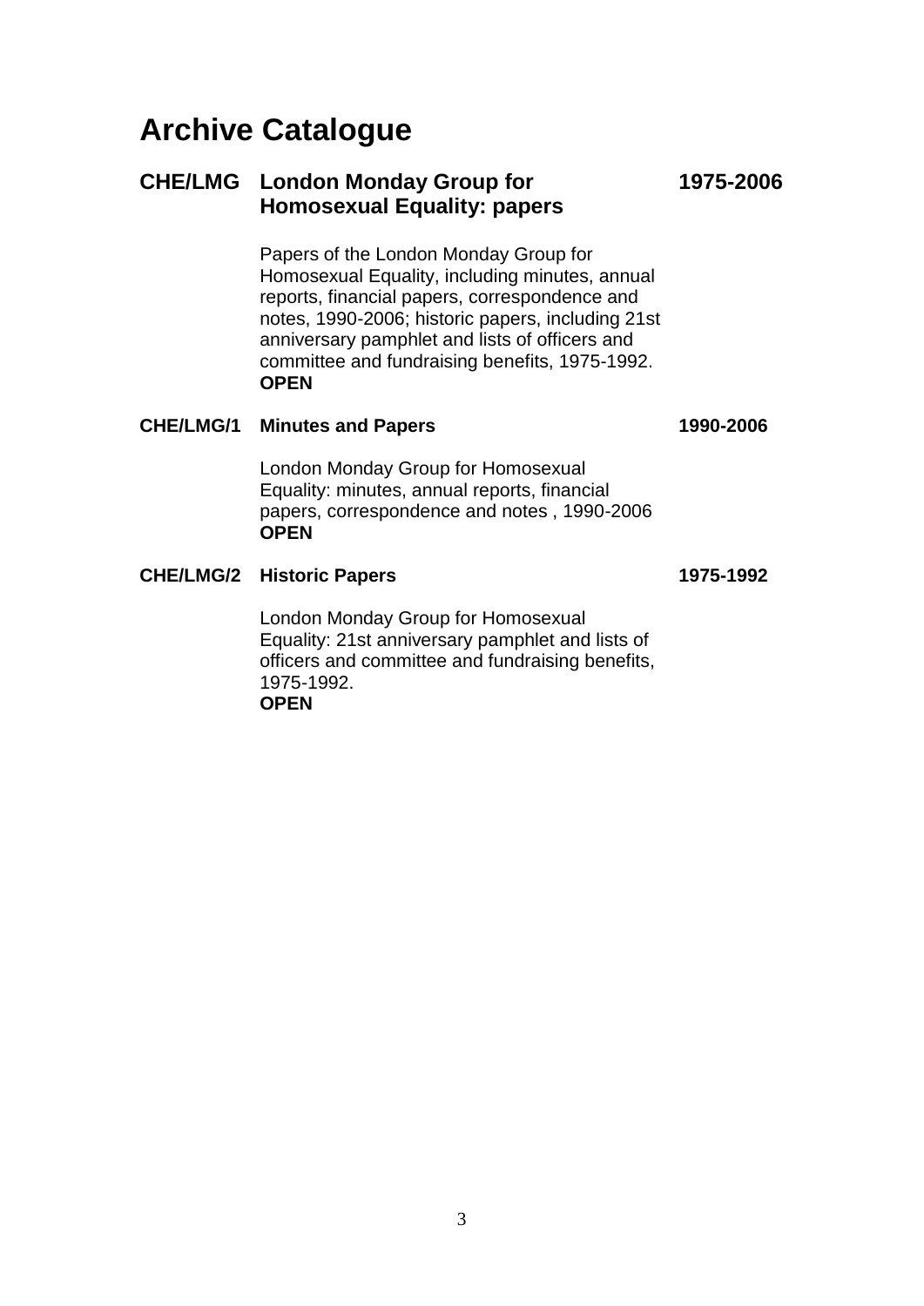# Archive Catalogue

## CHE/LMG London Monday Group for Homosexual Equality: papers 1975-2006

Papers of the London Monday Group for Homosexual Equality, including minutes, annual reports, financial papers, correspondence and notes, 1990-2006; historic papers, including 21st anniversary pamphlet and lists of officers and committee and fundraising benefits, 1975-1992.
**OPEN**

### CHE/LMG/1 Minutes and Papers 1990-2006

London Monday Group for Homosexual Equality: minutes, annual reports, financial papers, correspondence and notes , 1990-2006
**OPEN**

### CHE/LMG/2 Historic Papers 1975-1992

London Monday Group for Homosexual Equality: 21st anniversary pamphlet and lists of officers and committee and fundraising benefits, 1975-1992.
**OPEN**